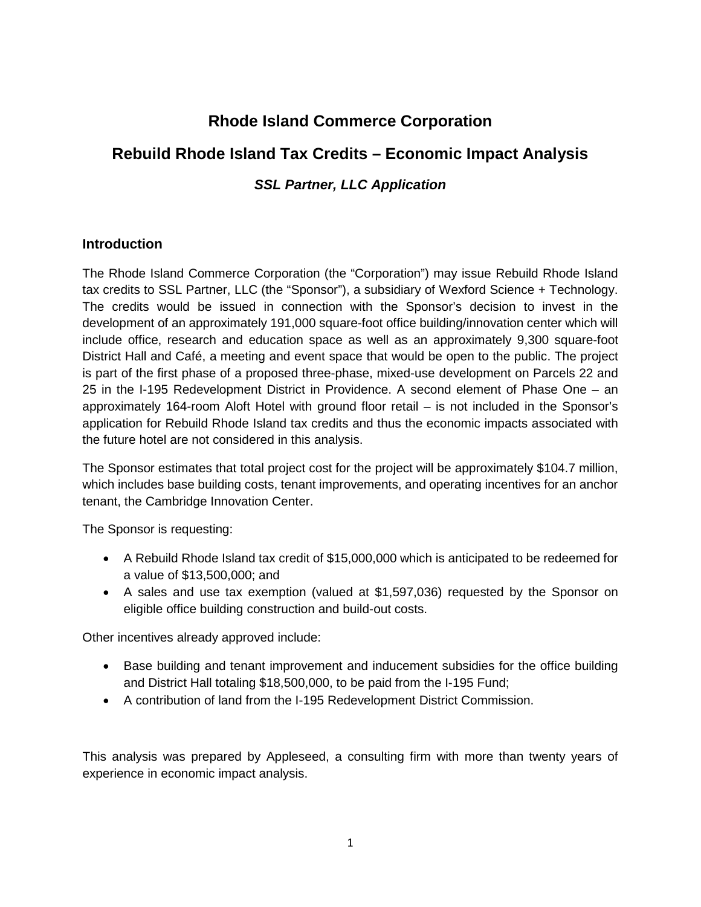# Rhode Island Commerce Corporation

# Rebuild Rhode Island Tax Credits – Economic Impact Analysis

### *SSL Partner, LLC Application*

## Introduction

The Rhode Island Commerce Corporation (the "Corporation") may issue Rebuild Rhode Island tax credits to SSL Partner, LLC (the "Sponsor"), a subsidiary of Wexford Science + Technology. The credits would be issued in connection with the Sponsor's decision to invest in the development of an approximately 191,000 square-foot office building/innovation center which will include office, research and education space as well as an approximately 9,300 square-foot District Hall and Café, a meeting and event space that would be open to the public. The project is part of the first phase of a proposed three-phase, mixed-use development on Parcels 22 and 25 in the I-195 Redevelopment District in Providence. A second element of Phase One – an approximately 164-room Aloft Hotel with ground floor retail – is not included in the Sponsor's application for Rebuild Rhode Island tax credits and thus the economic impacts associated with the future hotel are not considered in this analysis.

The Sponsor estimates that total project cost for the project will be approximately $104.7 million, which includes base building costs, tenant improvements, and operating incentives for an anchor tenant, the Cambridge Innovation Center.

The Sponsor is requesting:

- A Rebuild Rhode Island tax credit of $15,000,000 which is anticipated to be redeemed for a value of $13,500,000; and
- A sales and use tax exemption (valued at $1,597,036) requested by the Sponsor on eligible office building construction and build-out costs.

Other incentives already approved include:

- Base building and tenant improvement and inducement subsidies for the office building and District Hall totaling $18,500,000, to be paid from the I-195 Fund;
- A contribution of land from the I-195 Redevelopment District Commission.

This analysis was prepared by Appleseed, a consulting firm with more than twenty years of experience in economic impact analysis.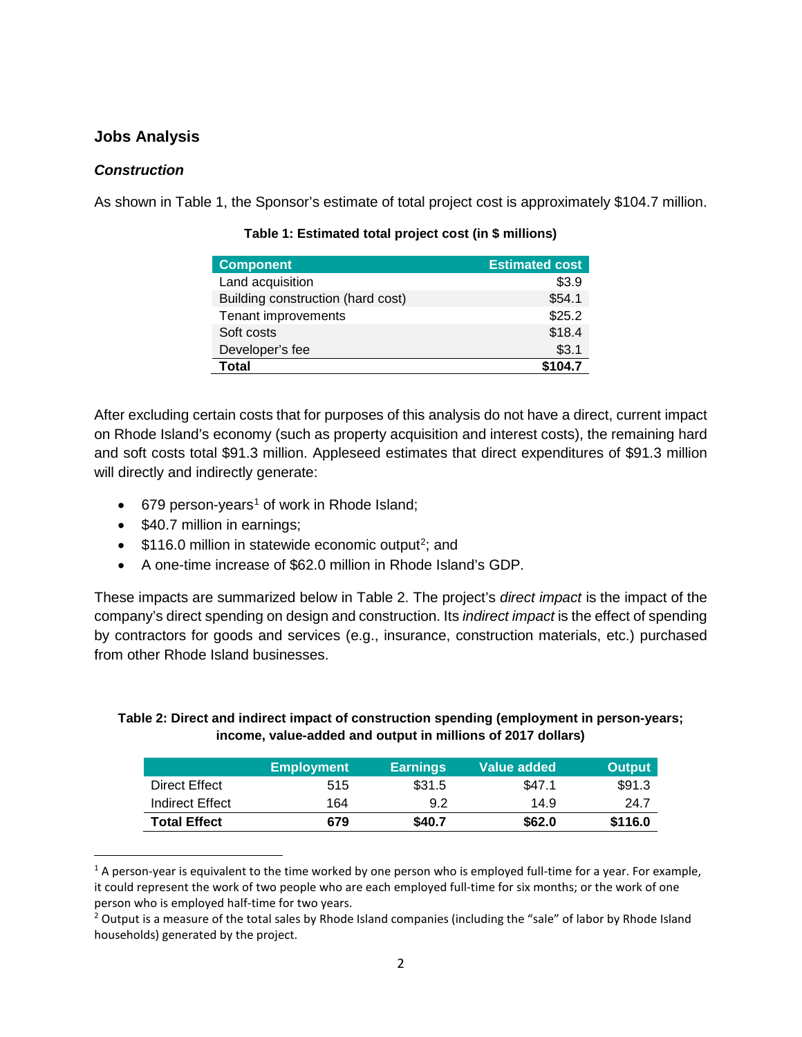## Jobs Analysis

### *Construction*

As shown in Table 1, the Sponsor's estimate of total project cost is approximately $104.7 million.

**Table 1: Estimated total project cost (in $ millions)**

| Component | Estimated cost |
|---|---|
| Land acquisition | $3.9 |
| Building construction (hard cost) | $54.1 |
| Tenant improvements | $25.2 |
| Soft costs | $18.4 |
| Developer's fee | $3.1 |
| **Total** | **$104.7** |

After excluding certain costs that for purposes of this analysis do not have a direct, current impact on Rhode Island's economy (such as property acquisition and interest costs), the remaining hard and soft costs total $91.3 million. Appleseed estimates that direct expenditures of $91.3 million will directly and indirectly generate:

- 679 person-years[1] of work in Rhode Island;
- $40.7 million in earnings;
- $116.0 million in statewide economic output[2]; and
- A one-time increase of $62.0 million in Rhode Island's GDP.

These impacts are summarized below in Table 2. The project's *direct impact* is the impact of the company's direct spending on design and construction. Its *indirect impact* is the effect of spending by contractors for goods and services (e.g., insurance, construction materials, etc.) purchased from other Rhode Island businesses.

**Table 2: Direct and indirect impact of construction spending (employment in person-years; income, value-added and output in millions of 2017 dollars)**

| | Employment | Earnings | Value added | Output |
|---|---|---|---|---|
| Direct Effect | 515 | $31.5 | $47.1 | $91.3 |
| Indirect Effect | 164 | 9.2 | 14.9 | 24.7 |
| **Total Effect** | **679** | **$40.7** | **$62.0** | **$116.0** |

[1] A person-year is equivalent to the time worked by one person who is employed full-time for a year. For example, it could represent the work of two people who are each employed full-time for six months; or the work of one person who is employed half-time for two years.

[2] Output is a measure of the total sales by Rhode Island companies (including the "sale" of labor by Rhode Island households) generated by the project.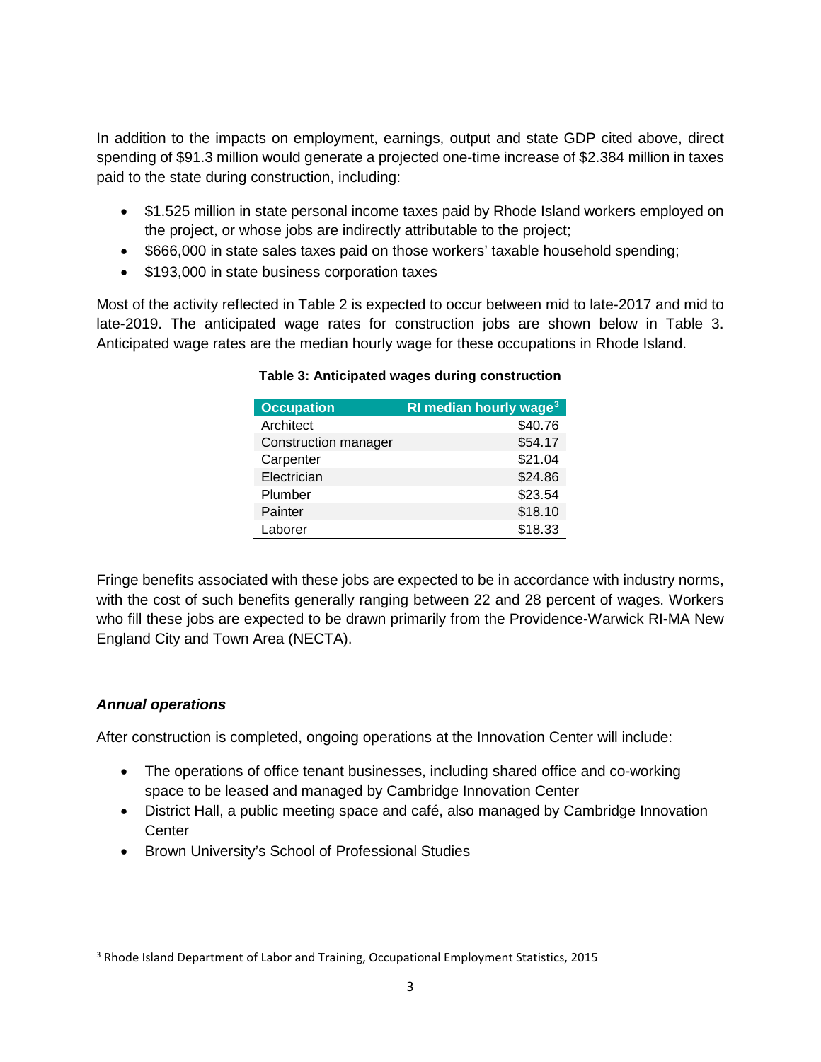In addition to the impacts on employment, earnings, output and state GDP cited above, direct spending of $91.3 million would generate a projected one-time increase of $2.384 million in taxes paid to the state during construction, including:

- $1.525 million in state personal income taxes paid by Rhode Island workers employed on the project, or whose jobs are indirectly attributable to the project;
- $666,000 in state sales taxes paid on those workers' taxable household spending;
- $193,000 in state business corporation taxes

Most of the activity reflected in Table 2 is expected to occur between mid to late-2017 and mid to late-2019. The anticipated wage rates for construction jobs are shown below in Table 3. Anticipated wage rates are the median hourly wage for these occupations in Rhode Island.

**Table 3: Anticipated wages during construction**

| Occupation | RI median hourly wage[3] |
| --- | ---: |
| Architect | $40.76 |
| Construction manager | $54.17 |
| Carpenter | $21.04 |
| Electrician | $24.86 |
| Plumber | $23.54 |
| Painter | $18.10 |
| Laborer | $18.33 |

Fringe benefits associated with these jobs are expected to be in accordance with industry norms, with the cost of such benefits generally ranging between 22 and 28 percent of wages. Workers who fill these jobs are expected to be drawn primarily from the Providence-Warwick RI-MA New England City and Town Area (NECTA).

### *Annual operations*

After construction is completed, ongoing operations at the Innovation Center will include:

- The operations of office tenant businesses, including shared office and co-working space to be leased and managed by Cambridge Innovation Center
- District Hall, a public meeting space and café, also managed by Cambridge Innovation Center
- Brown University's School of Professional Studies

[3] Rhode Island Department of Labor and Training, Occupational Employment Statistics, 2015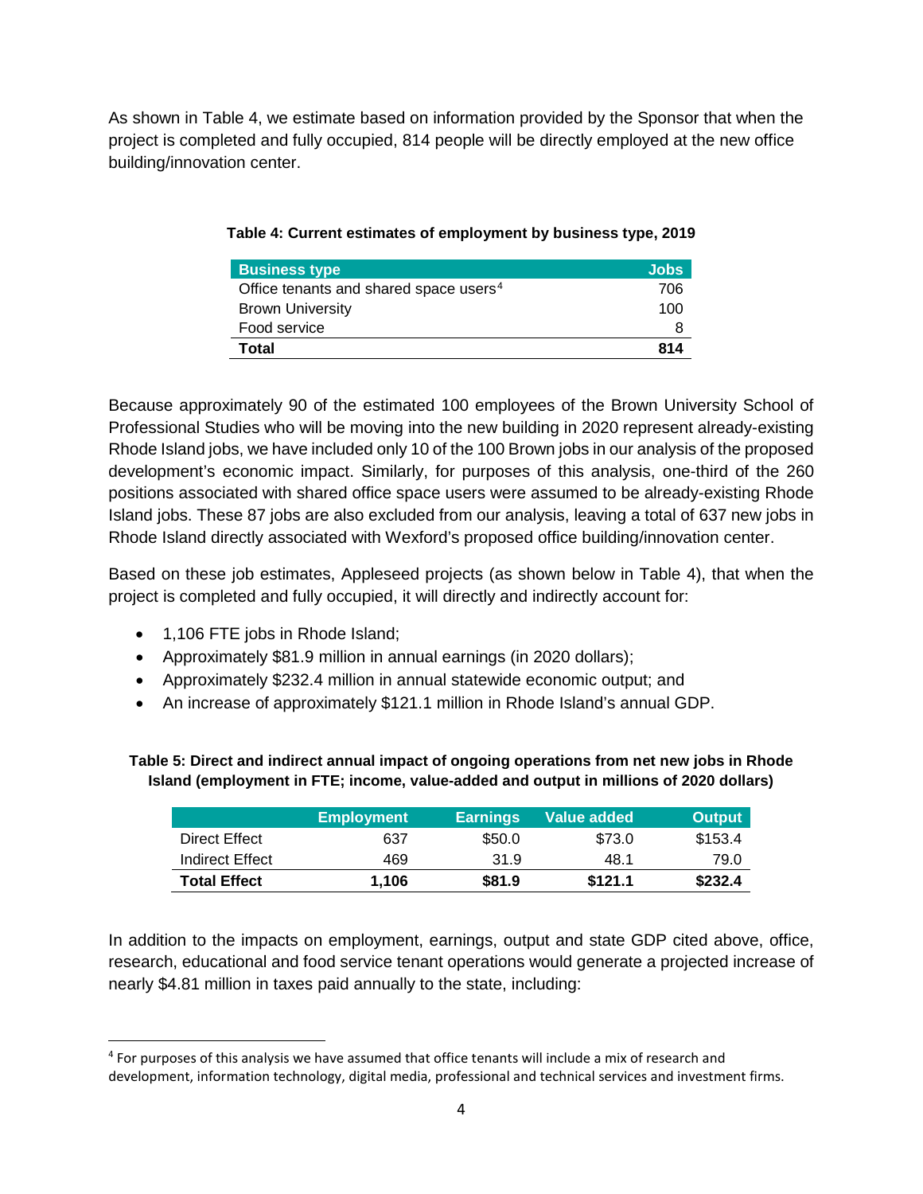As shown in Table 4, we estimate based on information provided by the Sponsor that when the project is completed and fully occupied, 814 people will be directly employed at the new office building/innovation center.

**Table 4: Current estimates of employment by business type, 2019**

| Business type | Jobs |
|---|---|
| Office tenants and shared space users[4] | 706 |
| Brown University | 100 |
| Food service | 8 |
| **Total** | **814** |

Because approximately 90 of the estimated 100 employees of the Brown University School of Professional Studies who will be moving into the new building in 2020 represent already-existing Rhode Island jobs, we have included only 10 of the 100 Brown jobs in our analysis of the proposed development's economic impact. Similarly, for purposes of this analysis, one-third of the 260 positions associated with shared office space users were assumed to be already-existing Rhode Island jobs. These 87 jobs are also excluded from our analysis, leaving a total of 637 new jobs in Rhode Island directly associated with Wexford's proposed office building/innovation center.

Based on these job estimates, Appleseed projects (as shown below in Table 4), that when the project is completed and fully occupied, it will directly and indirectly account for:

- 1,106 FTE jobs in Rhode Island;
- Approximately $81.9 million in annual earnings (in 2020 dollars);
- Approximately $232.4 million in annual statewide economic output; and
- An increase of approximately $121.1 million in Rhode Island's annual GDP.

**Table 5: Direct and indirect annual impact of ongoing operations from net new jobs in Rhode Island (employment in FTE; income, value-added and output in millions of 2020 dollars)**

| | Employment | Earnings | Value added | Output |
|---|---|---|---|---|
| Direct Effect | 637 | $50.0 | $73.0 | $153.4 |
| Indirect Effect | 469 | 31.9 | 48.1 | 79.0 |
| **Total Effect** | **1,106** | **$81.9** | **$121.1** | **$232.4** |

In addition to the impacts on employment, earnings, output and state GDP cited above, office, research, educational and food service tenant operations would generate a projected increase of nearly $4.81 million in taxes paid annually to the state, including:

[4] For purposes of this analysis we have assumed that office tenants will include a mix of research and development, information technology, digital media, professional and technical services and investment firms.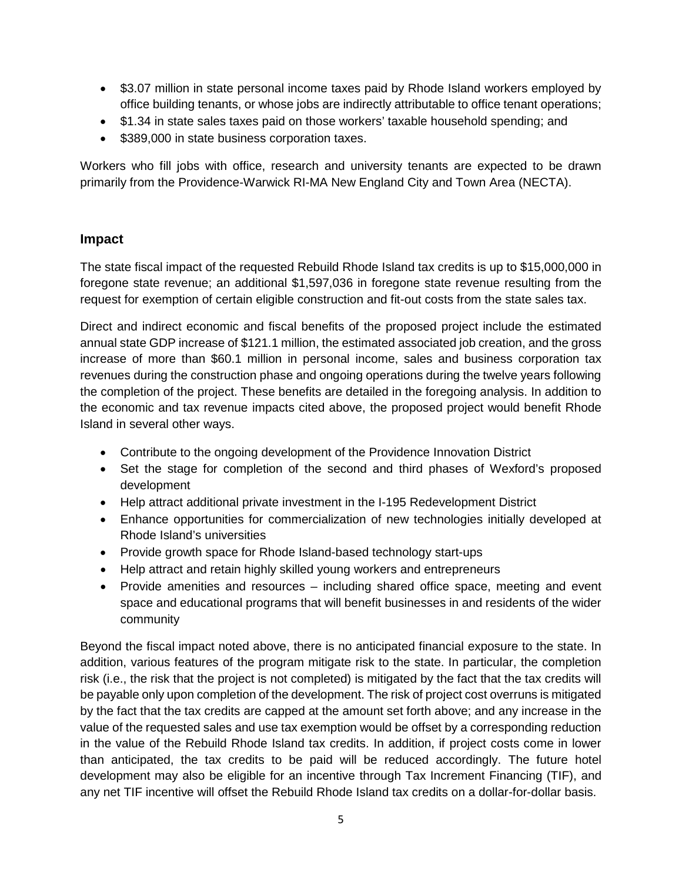- \$3.07 million in state personal income taxes paid by Rhode Island workers employed by office building tenants, or whose jobs are indirectly attributable to office tenant operations;
- \$1.34 in state sales taxes paid on those workers' taxable household spending; and
- \$389,000 in state business corporation taxes.

Workers who fill jobs with office, research and university tenants are expected to be drawn primarily from the Providence-Warwick RI-MA New England City and Town Area (NECTA).

## Impact

The state fiscal impact of the requested Rebuild Rhode Island tax credits is up to \$15,000,000 in foregone state revenue; an additional \$1,597,036 in foregone state revenue resulting from the request for exemption of certain eligible construction and fit-out costs from the state sales tax.

Direct and indirect economic and fiscal benefits of the proposed project include the estimated annual state GDP increase of \$121.1 million, the estimated associated job creation, and the gross increase of more than \$60.1 million in personal income, sales and business corporation tax revenues during the construction phase and ongoing operations during the twelve years following the completion of the project. These benefits are detailed in the foregoing analysis. In addition to the economic and tax revenue impacts cited above, the proposed project would benefit Rhode Island in several other ways.

- Contribute to the ongoing development of the Providence Innovation District
- Set the stage for completion of the second and third phases of Wexford's proposed development
- Help attract additional private investment in the I-195 Redevelopment District
- Enhance opportunities for commercialization of new technologies initially developed at Rhode Island's universities
- Provide growth space for Rhode Island-based technology start-ups
- Help attract and retain highly skilled young workers and entrepreneurs
- Provide amenities and resources – including shared office space, meeting and event space and educational programs that will benefit businesses in and residents of the wider community

Beyond the fiscal impact noted above, there is no anticipated financial exposure to the state. In addition, various features of the program mitigate risk to the state. In particular, the completion risk (i.e., the risk that the project is not completed) is mitigated by the fact that the tax credits will be payable only upon completion of the development. The risk of project cost overruns is mitigated by the fact that the tax credits are capped at the amount set forth above; and any increase in the value of the requested sales and use tax exemption would be offset by a corresponding reduction in the value of the Rebuild Rhode Island tax credits. In addition, if project costs come in lower than anticipated, the tax credits to be paid will be reduced accordingly. The future hotel development may also be eligible for an incentive through Tax Increment Financing (TIF), and any net TIF incentive will offset the Rebuild Rhode Island tax credits on a dollar-for-dollar basis.